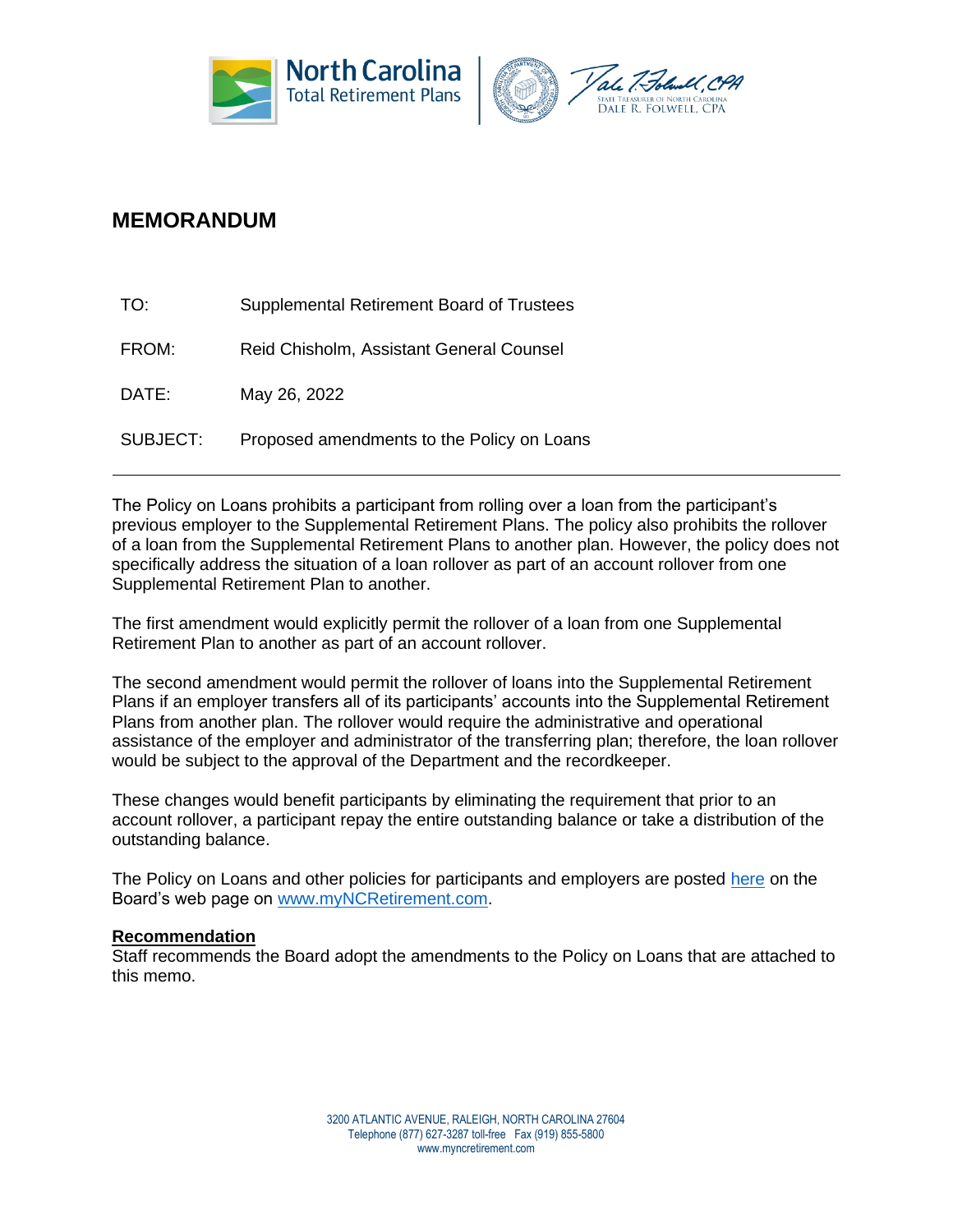North Carolina Total Retirement Plans

Dale R. Folwell, CPA
State Treasurer of North Carolina

# MEMORANDUM

| | |
|---|---|
| TO: | Supplemental Retirement Board of Trustees |
| FROM: | Reid Chisholm, Assistant General Counsel |
| DATE: | May 26, 2022 |
| SUBJECT: | Proposed amendments to the Policy on Loans |

---

The Policy on Loans prohibits a participant from rolling over a loan from the participant's previous employer to the Supplemental Retirement Plans. The policy also prohibits the rollover of a loan from the Supplemental Retirement Plans to another plan. However, the policy does not specifically address the situation of a loan rollover as part of an account rollover from one Supplemental Retirement Plan to another.

The first amendment would explicitly permit the rollover of a loan from one Supplemental Retirement Plan to another as part of an account rollover.

The second amendment would permit the rollover of loans into the Supplemental Retirement Plans if an employer transfers all of its participants' accounts into the Supplemental Retirement Plans from another plan. The rollover would require the administrative and operational assistance of the employer and administrator of the transferring plan; therefore, the loan rollover would be subject to the approval of the Department and the recordkeeper.

These changes would benefit participants by eliminating the requirement that prior to an account rollover, a participant repay the entire outstanding balance or take a distribution of the outstanding balance.

The Policy on Loans and other policies for participants and employers are posted here on the Board's web page on www.myNCRetirement.com.

**Recommendation**

Staff recommends the Board adopt the amendments to the Policy on Loans that are attached to this memo.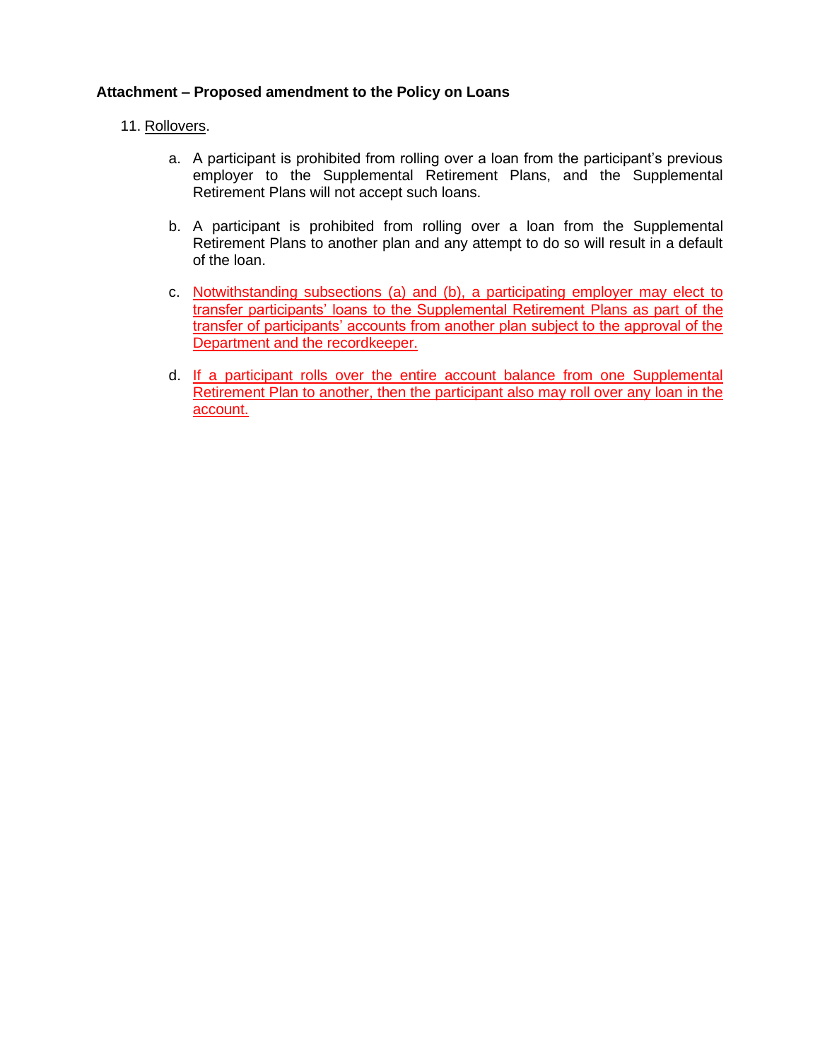**Attachment – Proposed amendment to the Policy on Loans**

11. Rollovers.

   a. A participant is prohibited from rolling over a loan from the participant's previous employer to the Supplemental Retirement Plans, and the Supplemental Retirement Plans will not accept such loans.

   b. A participant is prohibited from rolling over a loan from the Supplemental Retirement Plans to another plan and any attempt to do so will result in a default of the loan.

   c. Notwithstanding subsections (a) and (b), a participating employer may elect to transfer participants' loans to the Supplemental Retirement Plans as part of the transfer of participants' accounts from another plan subject to the approval of the Department and the recordkeeper.

   d. If a participant rolls over the entire account balance from one Supplemental Retirement Plan to another, then the participant also may roll over any loan in the account.